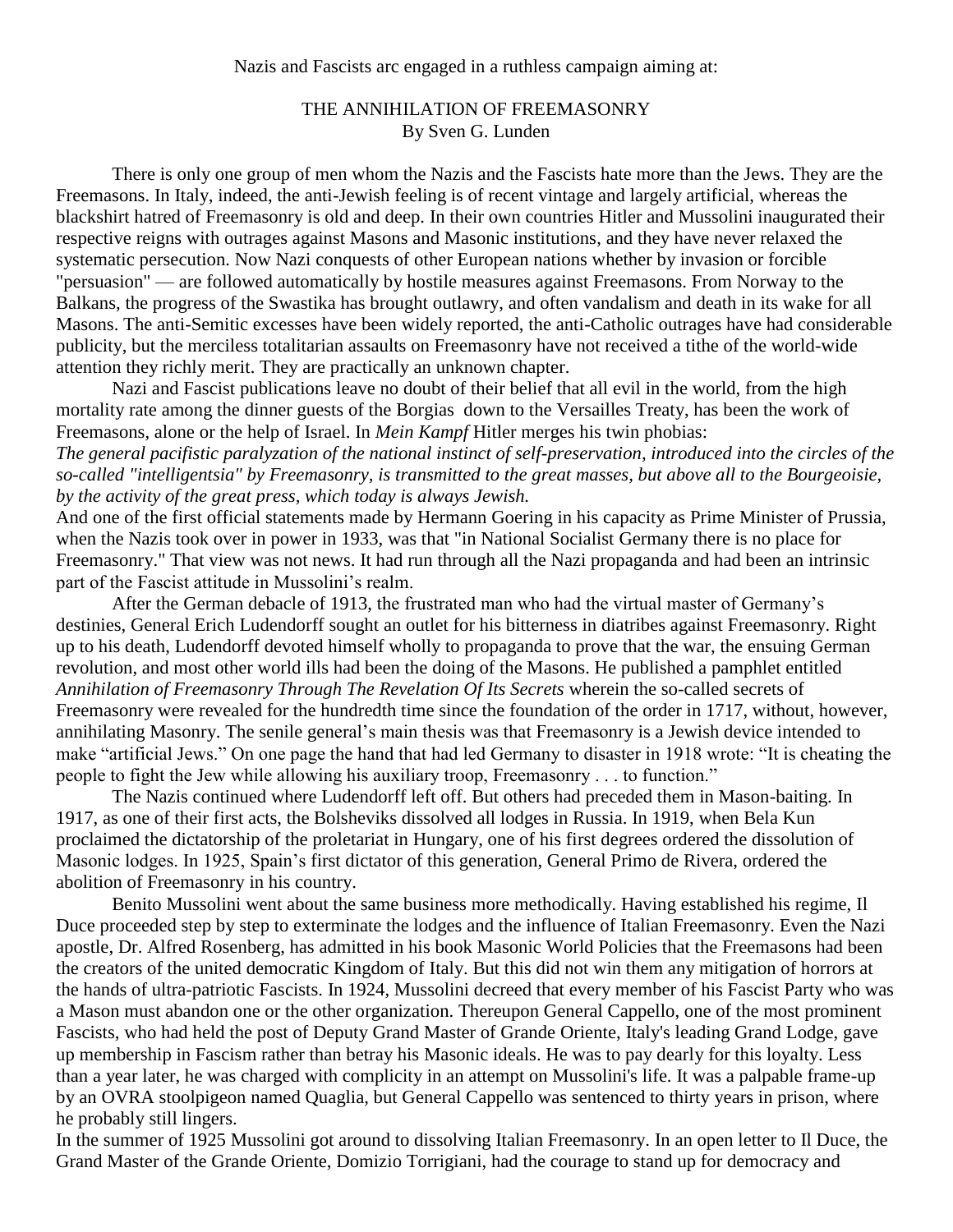Nazis and Fascists arc engaged in a ruthless campaign aiming at:

# THE ANNIHILATION OF FREEMASONRY

By Sven G. Lunden

There is only one group of men whom the Nazis and the Fascists hate more than the Jews. They are the Freemasons. In Italy, indeed, the anti-Jewish feeling is of recent vintage and largely artificial, whereas the blackshirt hatred of Freemasonry is old and deep. In their own countries Hitler and Mussolini inaugurated their respective reigns with outrages against Masons and Masonic institutions, and they have never relaxed the systematic persecution. Now Nazi conquests of other European nations whether by invasion or forcible "persuasion" — are followed automatically by hostile measures against Freemasons. From Norway to the Balkans, the progress of the Swastika has brought outlawry, and often vandalism and death in its wake for all Masons. The anti-Semitic excesses have been widely reported, the anti-Catholic outrages have had considerable publicity, but the merciless totalitarian assaults on Freemasonry have not received a tithe of the world-wide attention they richly merit. They are practically an unknown chapter.

Nazi and Fascist publications leave no doubt of their belief that all evil in the world, from the high mortality rate among the dinner guests of the Borgias down to the Versailles Treaty, has been the work of Freemasons, alone or the help of Israel. In *Mein Kampf* Hitler merges his twin phobias:

*The general pacifistic paralyzation of the national instinct of self-preservation, introduced into the circles of the so-called "intelligentsia" by Freemasonry, is transmitted to the great masses, but above all to the Bourgeoisie, by the activity of the great press, which today is always Jewish.*

And one of the first official statements made by Hermann Goering in his capacity as Prime Minister of Prussia, when the Nazis took over in power in 1933, was that "in National Socialist Germany there is no place for Freemasonry." That view was not news. It had run through all the Nazi propaganda and had been an intrinsic part of the Fascist attitude in Mussolini's realm.

After the German debacle of 1913, the frustrated man who had the virtual master of Germany's destinies, General Erich Ludendorff sought an outlet for his bitterness in diatribes against Freemasonry. Right up to his death, Ludendorff devoted himself wholly to propaganda to prove that the war, the ensuing German revolution, and most other world ills had been the doing of the Masons. He published a pamphlet entitled *Annihilation of Freemasonry Through The Revelation Of Its Secrets* wherein the so-called secrets of Freemasonry were revealed for the hundredth time since the foundation of the order in 1717, without, however, annihilating Masonry. The senile general's main thesis was that Freemasonry is a Jewish device intended to make "artificial Jews." On one page the hand that had led Germany to disaster in 1918 wrote: "It is cheating the people to fight the Jew while allowing his auxiliary troop, Freemasonry . . . to function."

The Nazis continued where Ludendorff left off. But others had preceded them in Mason-baiting. In 1917, as one of their first acts, the Bolsheviks dissolved all lodges in Russia. In 1919, when Bela Kun proclaimed the dictatorship of the proletariat in Hungary, one of his first degrees ordered the dissolution of Masonic lodges. In 1925, Spain's first dictator of this generation, General Primo de Rivera, ordered the abolition of Freemasonry in his country.

Benito Mussolini went about the same business more methodically. Having established his regime, Il Duce proceeded step by step to exterminate the lodges and the influence of Italian Freemasonry. Even the Nazi apostle, Dr. Alfred Rosenberg, has admitted in his book Masonic World Policies that the Freemasons had been the creators of the united democratic Kingdom of Italy. But this did not win them any mitigation of horrors at the hands of ultra-patriotic Fascists. In 1924, Mussolini decreed that every member of his Fascist Party who was a Mason must abandon one or the other organization. Thereupon General Cappello, one of the most prominent Fascists, who had held the post of Deputy Grand Master of Grande Oriente, Italy's leading Grand Lodge, gave up membership in Fascism rather than betray his Masonic ideals. He was to pay dearly for this loyalty. Less than a year later, he was charged with complicity in an attempt on Mussolini's life. It was a palpable frame-up by an OVRA stoolpigeon named Quaglia, but General Cappello was sentenced to thirty years in prison, where he probably still lingers.

In the summer of 1925 Mussolini got around to dissolving Italian Freemasonry. In an open letter to Il Duce, the Grand Master of the Grande Oriente, Domizio Torrigiani, had the courage to stand up for democracy and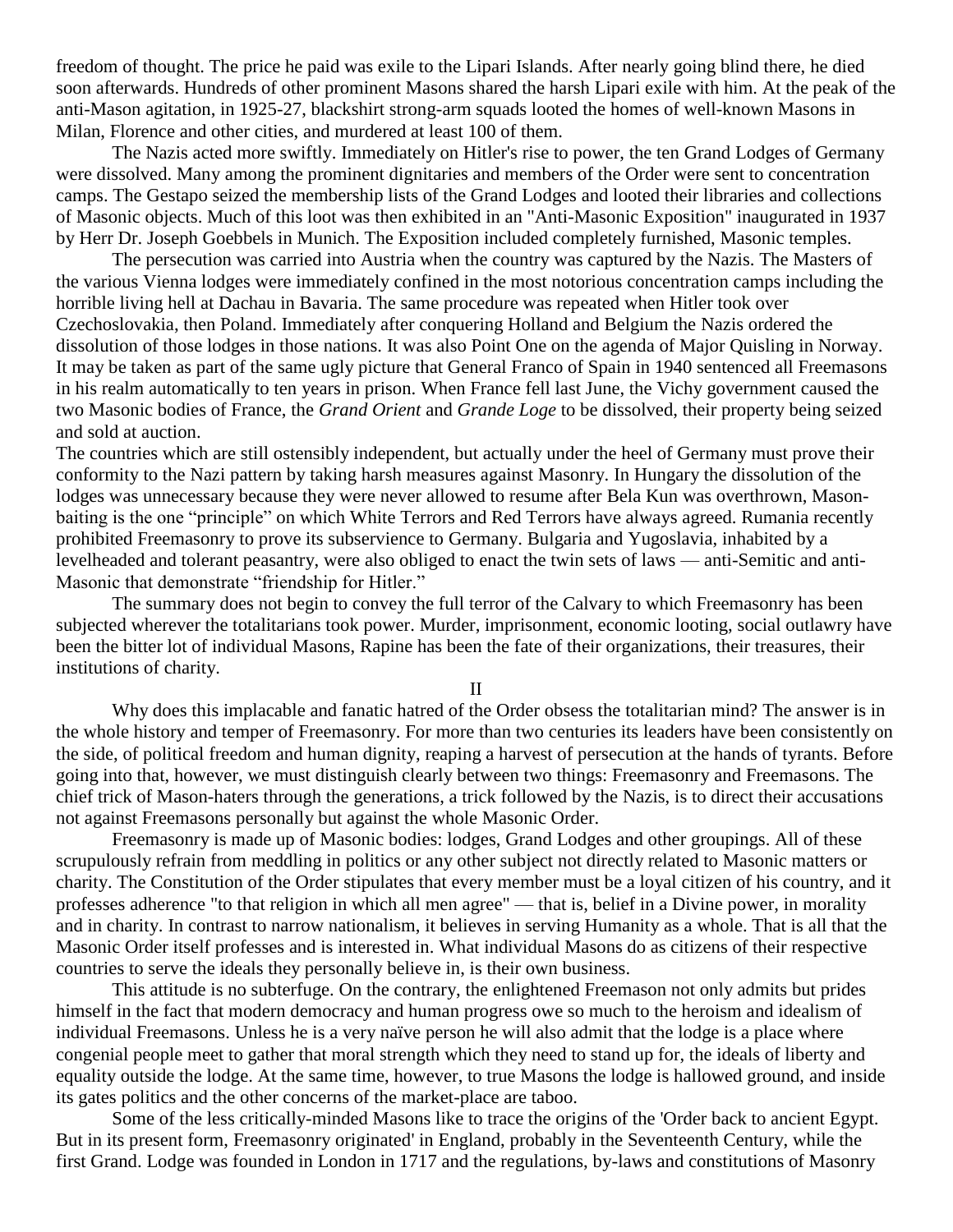freedom of thought. The price he paid was exile to the Lipari Islands. After nearly going blind there, he died soon afterwards. Hundreds of other prominent Masons shared the harsh Lipari exile with him. At the peak of the anti-Mason agitation, in 1925-27, blackshirt strong-arm squads looted the homes of well-known Masons in Milan, Florence and other cities, and murdered at least 100 of them.

The Nazis acted more swiftly. Immediately on Hitler's rise to power, the ten Grand Lodges of Germany were dissolved. Many among the prominent dignitaries and members of the Order were sent to concentration camps. The Gestapo seized the membership lists of the Grand Lodges and looted their libraries and collections of Masonic objects. Much of this loot was then exhibited in an "Anti-Masonic Exposition" inaugurated in 1937 by Herr Dr. Joseph Goebbels in Munich. The Exposition included completely furnished, Masonic temples.

The persecution was carried into Austria when the country was captured by the Nazis. The Masters of the various Vienna lodges were immediately confined in the most notorious concentration camps including the horrible living hell at Dachau in Bavaria. The same procedure was repeated when Hitler took over Czechoslovakia, then Poland. Immediately after conquering Holland and Belgium the Nazis ordered the dissolution of those lodges in those nations. It was also Point One on the agenda of Major Quisling in Norway. It may be taken as part of the same ugly picture that General Franco of Spain in 1940 sentenced all Freemasons in his realm automatically to ten years in prison. When France fell last June, the Vichy government caused the two Masonic bodies of France, the *Grand Orient* and *Grande Loge* to be dissolved, their property being seized and sold at auction.

The countries which are still ostensibly independent, but actually under the heel of Germany must prove their conformity to the Nazi pattern by taking harsh measures against Masonry. In Hungary the dissolution of the lodges was unnecessary because they were never allowed to resume after Bela Kun was overthrown, Mason-baiting is the one "principle" on which White Terrors and Red Terrors have always agreed. Rumania recently prohibited Freemasonry to prove its subservience to Germany. Bulgaria and Yugoslavia, inhabited by a levelheaded and tolerant peasantry, were also obliged to enact the twin sets of laws — anti-Semitic and anti-Masonic that demonstrate "friendship for Hitler."

The summary does not begin to convey the full terror of the Calvary to which Freemasonry has been subjected wherever the totalitarians took power. Murder, imprisonment, economic looting, social outlawry have been the bitter lot of individual Masons, Rapine has been the fate of their organizations, their treasures, their institutions of charity.

## II

Why does this implacable and fanatic hatred of the Order obsess the totalitarian mind? The answer is in the whole history and temper of Freemasonry. For more than two centuries its leaders have been consistently on the side, of political freedom and human dignity, reaping a harvest of persecution at the hands of tyrants. Before going into that, however, we must distinguish clearly between two things: Freemasonry and Freemasons. The chief trick of Mason-haters through the generations, a trick followed by the Nazis, is to direct their accusations not against Freemasons personally but against the whole Masonic Order.

Freemasonry is made up of Masonic bodies: lodges, Grand Lodges and other groupings. All of these scrupulously refrain from meddling in politics or any other subject not directly related to Masonic matters or charity. The Constitution of the Order stipulates that every member must be a loyal citizen of his country, and it professes adherence "to that religion in which all men agree" — that is, belief in a Divine power, in morality and in charity. In contrast to narrow nationalism, it believes in serving Humanity as a whole. That is all that the Masonic Order itself professes and is interested in. What individual Masons do as citizens of their respective countries to serve the ideals they personally believe in, is their own business.

This attitude is no subterfuge. On the contrary, the enlightened Freemason not only admits but prides himself in the fact that modern democracy and human progress owe so much to the heroism and idealism of individual Freemasons. Unless he is a very naïve person he will also admit that the lodge is a place where congenial people meet to gather that moral strength which they need to stand up for, the ideals of liberty and equality outside the lodge. At the same time, however, to true Masons the lodge is hallowed ground, and inside its gates politics and the other concerns of the market-place are taboo.

Some of the less critically-minded Masons like to trace the origins of the 'Order back to ancient Egypt. But in its present form, Freemasonry originated' in England, probably in the Seventeenth Century, while the first Grand. Lodge was founded in London in 1717 and the regulations, by-laws and constitutions of Masonry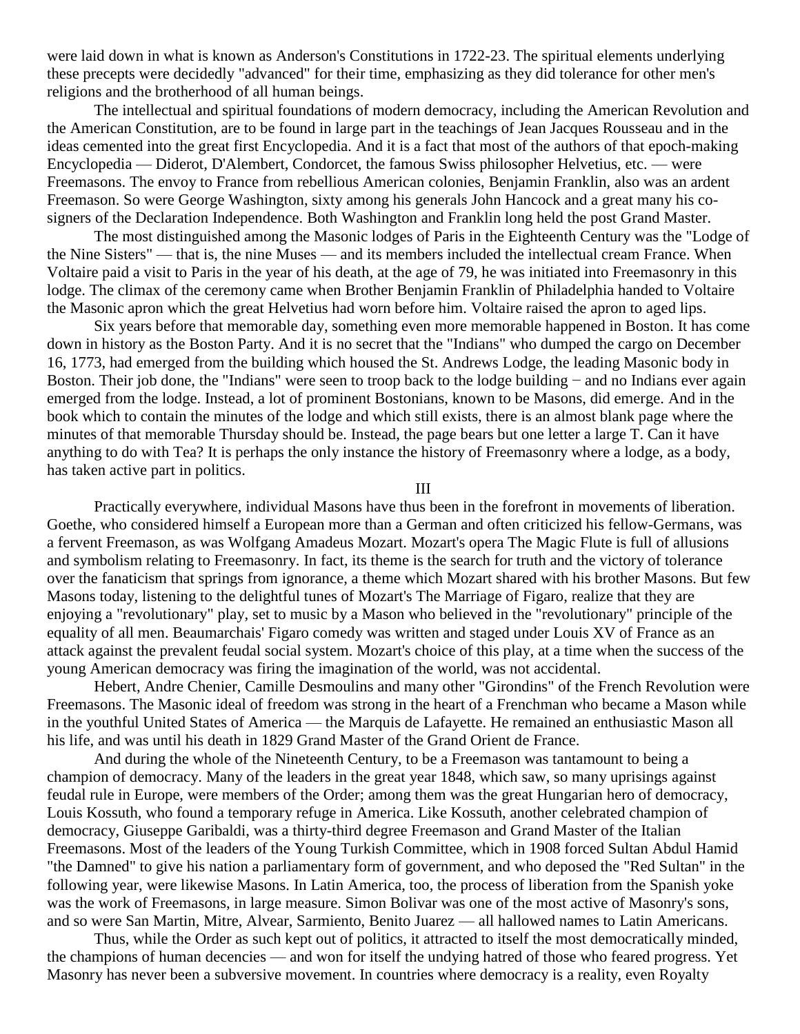were laid down in what is known as Anderson's Constitutions in 1722-23. The spiritual elements underlying these precepts were decidedly "advanced" for their time, emphasizing as they did tolerance for other men's religions and the brotherhood of all human beings.

The intellectual and spiritual foundations of modern democracy, including the American Revolution and the American Constitution, are to be found in large part in the teachings of Jean Jacques Rousseau and in the ideas cemented into the great first Encyclopedia. And it is a fact that most of the authors of that epoch-making Encyclopedia — Diderot, D'Alembert, Condorcet, the famous Swiss philosopher Helvetius, etc. — were Freemasons. The envoy to France from rebellious American colonies, Benjamin Franklin, also was an ardent Freemason. So were George Washington, sixty among his generals John Hancock and a great many his co-signers of the Declaration Independence. Both Washington and Franklin long held the post Grand Master.

The most distinguished among the Masonic lodges of Paris in the Eighteenth Century was the "Lodge of the Nine Sisters" — that is, the nine Muses — and its members included the intellectual cream France. When Voltaire paid a visit to Paris in the year of his death, at the age of 79, he was initiated into Freemasonry in this lodge. The climax of the ceremony came when Brother Benjamin Franklin of Philadelphia handed to Voltaire the Masonic apron which the great Helvetius had worn before him. Voltaire raised the apron to aged lips.

Six years before that memorable day, something even more memorable happened in Boston. It has come down in history as the Boston Party. And it is no secret that the "Indians" who dumped the cargo on December 16, 1773, had emerged from the building which housed the St. Andrews Lodge, the leading Masonic body in Boston. Their job done, the "Indians" were seen to troop back to the lodge building − and no Indians ever again emerged from the lodge. Instead, a lot of prominent Bostonians, known to be Masons, did emerge. And in the book which to contain the minutes of the lodge and which still exists, there is an almost blank page where the minutes of that memorable Thursday should be. Instead, the page bears but one letter a large T. Can it have anything to do with Tea? It is perhaps the only instance the history of Freemasonry where a lodge, as a body, has taken active part in politics.

III

Practically everywhere, individual Masons have thus been in the forefront in movements of liberation. Goethe, who considered himself a European more than a German and often criticized his fellow-Germans, was a fervent Freemason, as was Wolfgang Amadeus Mozart. Mozart's opera The Magic Flute is full of allusions and symbolism relating to Freemasonry. In fact, its theme is the search for truth and the victory of tolerance over the fanaticism that springs from ignorance, a theme which Mozart shared with his brother Masons. But few Masons today, listening to the delightful tunes of Mozart's The Marriage of Figaro, realize that they are enjoying a "revolutionary" play, set to music by a Mason who believed in the "revolutionary" principle of the equality of all men. Beaumarchais' Figaro comedy was written and staged under Louis XV of France as an attack against the prevalent feudal social system. Mozart's choice of this play, at a time when the success of the young American democracy was firing the imagination of the world, was not accidental.

Hebert, Andre Chenier, Camille Desmoulins and many other "Girondins" of the French Revolution were Freemasons. The Masonic ideal of freedom was strong in the heart of a Frenchman who became a Mason while in the youthful United States of America — the Marquis de Lafayette. He remained an enthusiastic Mason all his life, and was until his death in 1829 Grand Master of the Grand Orient de France.

And during the whole of the Nineteenth Century, to be a Freemason was tantamount to being a champion of democracy. Many of the leaders in the great year 1848, which saw, so many uprisings against feudal rule in Europe, were members of the Order; among them was the great Hungarian hero of democracy, Louis Kossuth, who found a temporary refuge in America. Like Kossuth, another celebrated champion of democracy, Giuseppe Garibaldi, was a thirty-third degree Freemason and Grand Master of the Italian Freemasons. Most of the leaders of the Young Turkish Committee, which in 1908 forced Sultan Abdul Hamid "the Damned" to give his nation a parliamentary form of government, and who deposed the "Red Sultan" in the following year, were likewise Masons. In Latin America, too, the process of liberation from the Spanish yoke was the work of Freemasons, in large measure. Simon Bolivar was one of the most active of Masonry's sons, and so were San Martin, Mitre, Alvear, Sarmiento, Benito Juarez — all hallowed names to Latin Americans.

Thus, while the Order as such kept out of politics, it attracted to itself the most democratically minded, the champions of human decencies — and won for itself the undying hatred of those who feared progress. Yet Masonry has never been a subversive movement. In countries where democracy is a reality, even Royalty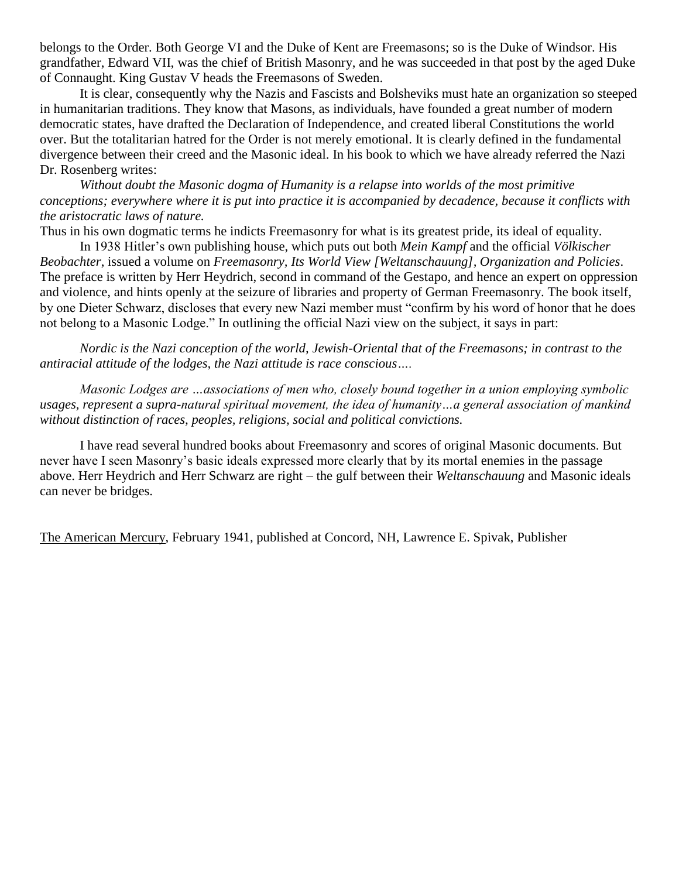belongs to the Order. Both George VI and the Duke of Kent are Freemasons; so is the Duke of Windsor. His grandfather, Edward VII, was the chief of British Masonry, and he was succeeded in that post by the aged Duke of Connaught. King Gustav V heads the Freemasons of Sweden.

It is clear, consequently why the Nazis and Fascists and Bolsheviks must hate an organization so steeped in humanitarian traditions. They know that Masons, as individuals, have founded a great number of modern democratic states, have drafted the Declaration of Independence, and created liberal Constitutions the world over. But the totalitarian hatred for the Order is not merely emotional. It is clearly defined in the fundamental divergence between their creed and the Masonic ideal. In his book to which we have already referred the Nazi Dr. Rosenberg writes:

*Without doubt the Masonic dogma of Humanity is a relapse into worlds of the most primitive conceptions; everywhere where it is put into practice it is accompanied by decadence, because it conflicts with the aristocratic laws of nature.*

Thus in his own dogmatic terms he indicts Freemasonry for what is its greatest pride, its ideal of equality.

In 1938 Hitler's own publishing house, which puts out both *Mein Kampf* and the official *Völkischer Beobachter*, issued a volume on *Freemasonry, Its World View [Weltanschauung], Organization and Policies*. The preface is written by Herr Heydrich, second in command of the Gestapo, and hence an expert on oppression and violence, and hints openly at the seizure of libraries and property of German Freemasonry. The book itself, by one Dieter Schwarz, discloses that every new Nazi member must "confirm by his word of honor that he does not belong to a Masonic Lodge." In outlining the official Nazi view on the subject, it says in part:

*Nordic is the Nazi conception of the world, Jewish-Oriental that of the Freemasons; in contrast to the antiracial attitude of the lodges, the Nazi attitude is race conscious….*

*Masonic Lodges are …associations of men who, closely bound together in a union employing symbolic usages, represent a supra-natural spiritual movement, the idea of humanity…a general association of mankind without distinction of races, peoples, religions, social and political convictions.*

I have read several hundred books about Freemasonry and scores of original Masonic documents. But never have I seen Masonry's basic ideals expressed more clearly that by its mortal enemies in the passage above. Herr Heydrich and Herr Schwarz are right – the gulf between their *Weltanschauung* and Masonic ideals can never be bridges.

The American Mercury, February 1941, published at Concord, NH, Lawrence E. Spivak, Publisher